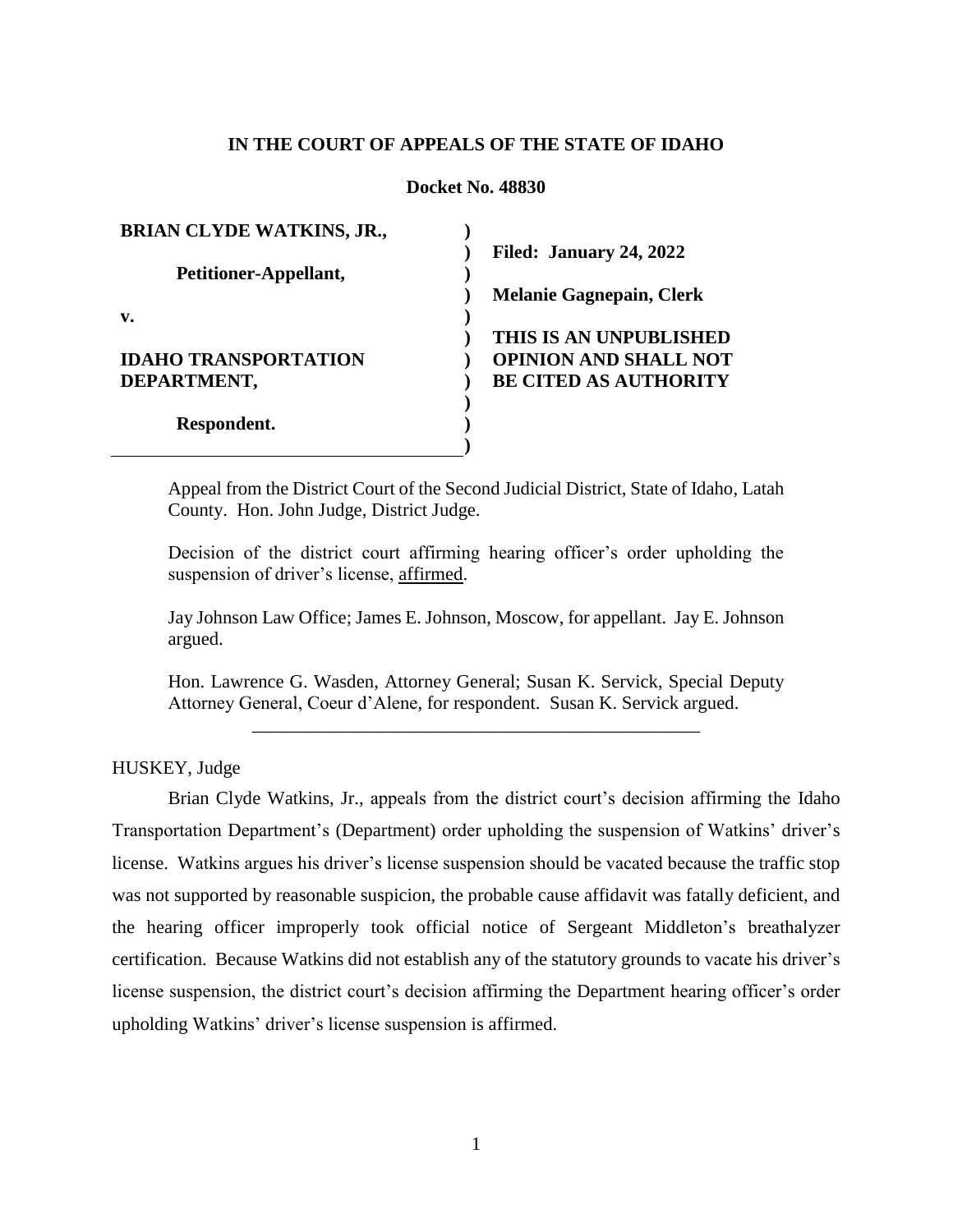**IN THE COURT OF APPEALS OF THE STATE OF IDAHO**

**Docket No. 48830**

| | |
|---|---|
| **BRIAN CLYDE WATKINS, JR.,** | |
| **Petitioner-Appellant,** | **Filed: January 24, 2022** |
| **v.** | **Melanie Gagnepain, Clerk** |
| **IDAHO TRANSPORTATION DEPARTMENT,** | **THIS IS AN UNPUBLISHED OPINION AND SHALL NOT BE CITED AS AUTHORITY** |
| **Respondent.** | |

Appeal from the District Court of the Second Judicial District, State of Idaho, Latah County. Hon. John Judge, District Judge.

Decision of the district court affirming hearing officer's order upholding the suspension of driver's license, affirmed.

Jay Johnson Law Office; James E. Johnson, Moscow, for appellant. Jay E. Johnson argued.

Hon. Lawrence G. Wasden, Attorney General; Susan K. Servick, Special Deputy Attorney General, Coeur d'Alene, for respondent. Susan K. Servick argued.

---

HUSKEY, Judge

Brian Clyde Watkins, Jr., appeals from the district court's decision affirming the Idaho Transportation Department's (Department) order upholding the suspension of Watkins' driver's license. Watkins argues his driver's license suspension should be vacated because the traffic stop was not supported by reasonable suspicion, the probable cause affidavit was fatally deficient, and the hearing officer improperly took official notice of Sergeant Middleton's breathalyzer certification. Because Watkins did not establish any of the statutory grounds to vacate his driver's license suspension, the district court's decision affirming the Department hearing officer's order upholding Watkins' driver's license suspension is affirmed.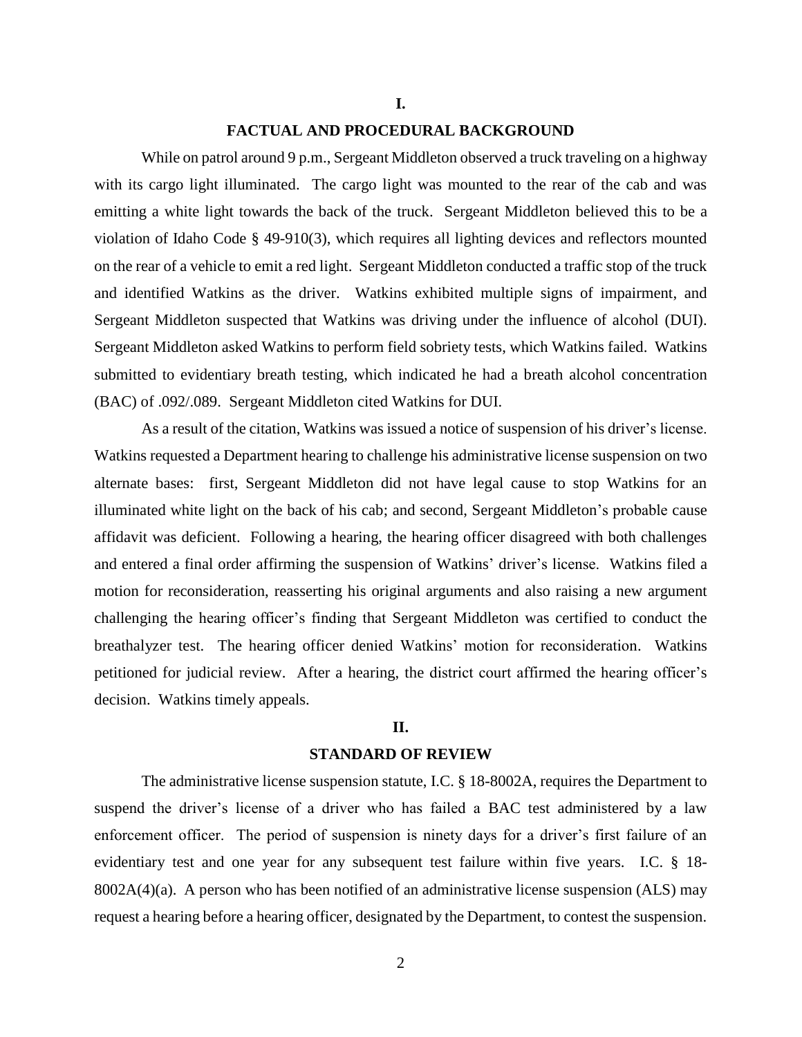# I.

# FACTUAL AND PROCEDURAL BACKGROUND

While on patrol around 9 p.m., Sergeant Middleton observed a truck traveling on a highway with its cargo light illuminated. The cargo light was mounted to the rear of the cab and was emitting a white light towards the back of the truck. Sergeant Middleton believed this to be a violation of Idaho Code § 49-910(3), which requires all lighting devices and reflectors mounted on the rear of a vehicle to emit a red light. Sergeant Middleton conducted a traffic stop of the truck and identified Watkins as the driver. Watkins exhibited multiple signs of impairment, and Sergeant Middleton suspected that Watkins was driving under the influence of alcohol (DUI). Sergeant Middleton asked Watkins to perform field sobriety tests, which Watkins failed. Watkins submitted to evidentiary breath testing, which indicated he had a breath alcohol concentration (BAC) of .092/.089. Sergeant Middleton cited Watkins for DUI.

As a result of the citation, Watkins was issued a notice of suspension of his driver's license. Watkins requested a Department hearing to challenge his administrative license suspension on two alternate bases: first, Sergeant Middleton did not have legal cause to stop Watkins for an illuminated white light on the back of his cab; and second, Sergeant Middleton's probable cause affidavit was deficient. Following a hearing, the hearing officer disagreed with both challenges and entered a final order affirming the suspension of Watkins' driver's license. Watkins filed a motion for reconsideration, reasserting his original arguments and also raising a new argument challenging the hearing officer's finding that Sergeant Middleton was certified to conduct the breathalyzer test. The hearing officer denied Watkins' motion for reconsideration. Watkins petitioned for judicial review. After a hearing, the district court affirmed the hearing officer's decision. Watkins timely appeals.

# II.

# STANDARD OF REVIEW

The administrative license suspension statute, I.C. § 18-8002A, requires the Department to suspend the driver's license of a driver who has failed a BAC test administered by a law enforcement officer. The period of suspension is ninety days for a driver's first failure of an evidentiary test and one year for any subsequent test failure within five years. I.C. § 18-8002A(4)(a). A person who has been notified of an administrative license suspension (ALS) may request a hearing before a hearing officer, designated by the Department, to contest the suspension.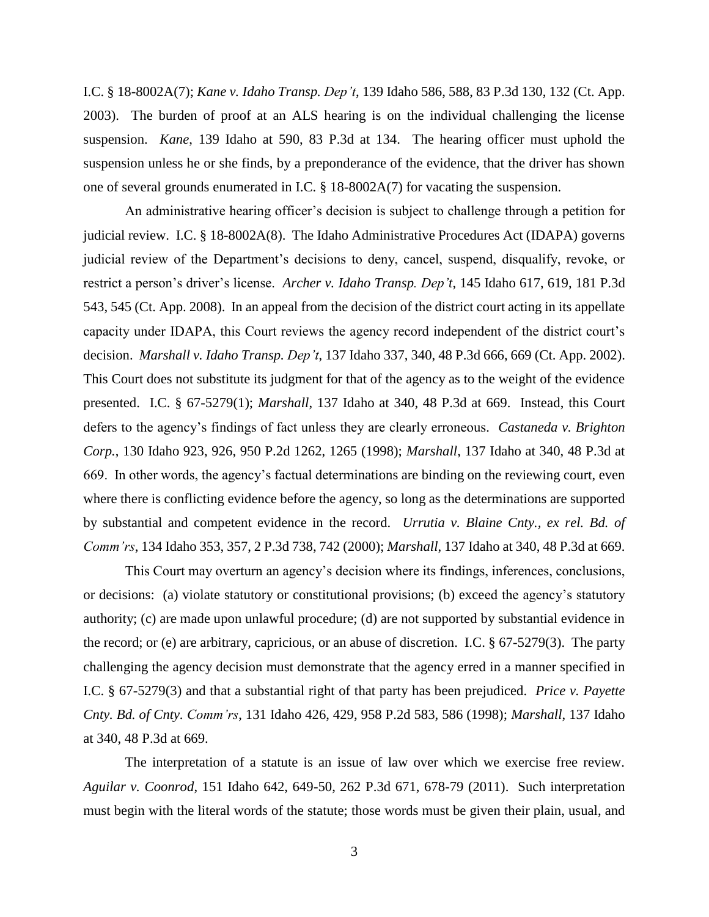I.C. § 18-8002A(7); *Kane v. Idaho Transp. Dep't*, 139 Idaho 586, 588, 83 P.3d 130, 132 (Ct. App. 2003). The burden of proof at an ALS hearing is on the individual challenging the license suspension. *Kane*, 139 Idaho at 590, 83 P.3d at 134. The hearing officer must uphold the suspension unless he or she finds, by a preponderance of the evidence, that the driver has shown one of several grounds enumerated in I.C. § 18-8002A(7) for vacating the suspension.

An administrative hearing officer's decision is subject to challenge through a petition for judicial review. I.C. § 18-8002A(8). The Idaho Administrative Procedures Act (IDAPA) governs judicial review of the Department's decisions to deny, cancel, suspend, disqualify, revoke, or restrict a person's driver's license. *Archer v. Idaho Transp. Dep't*, 145 Idaho 617, 619, 181 P.3d 543, 545 (Ct. App. 2008). In an appeal from the decision of the district court acting in its appellate capacity under IDAPA, this Court reviews the agency record independent of the district court's decision. *Marshall v. Idaho Transp. Dep't*, 137 Idaho 337, 340, 48 P.3d 666, 669 (Ct. App. 2002). This Court does not substitute its judgment for that of the agency as to the weight of the evidence presented. I.C. § 67-5279(1); *Marshall*, 137 Idaho at 340, 48 P.3d at 669. Instead, this Court defers to the agency's findings of fact unless they are clearly erroneous. *Castaneda v. Brighton Corp.*, 130 Idaho 923, 926, 950 P.2d 1262, 1265 (1998); *Marshall*, 137 Idaho at 340, 48 P.3d at 669. In other words, the agency's factual determinations are binding on the reviewing court, even where there is conflicting evidence before the agency, so long as the determinations are supported by substantial and competent evidence in the record. *Urrutia v. Blaine Cnty., ex rel. Bd. of Comm'rs*, 134 Idaho 353, 357, 2 P.3d 738, 742 (2000); *Marshall*, 137 Idaho at 340, 48 P.3d at 669.

This Court may overturn an agency's decision where its findings, inferences, conclusions, or decisions: (a) violate statutory or constitutional provisions; (b) exceed the agency's statutory authority; (c) are made upon unlawful procedure; (d) are not supported by substantial evidence in the record; or (e) are arbitrary, capricious, or an abuse of discretion. I.C. § 67-5279(3). The party challenging the agency decision must demonstrate that the agency erred in a manner specified in I.C. § 67-5279(3) and that a substantial right of that party has been prejudiced. *Price v. Payette Cnty. Bd. of Cnty. Comm'rs*, 131 Idaho 426, 429, 958 P.2d 583, 586 (1998); *Marshall*, 137 Idaho at 340, 48 P.3d at 669.

The interpretation of a statute is an issue of law over which we exercise free review. *Aguilar v. Coonrod*, 151 Idaho 642, 649-50, 262 P.3d 671, 678-79 (2011). Such interpretation must begin with the literal words of the statute; those words must be given their plain, usual, and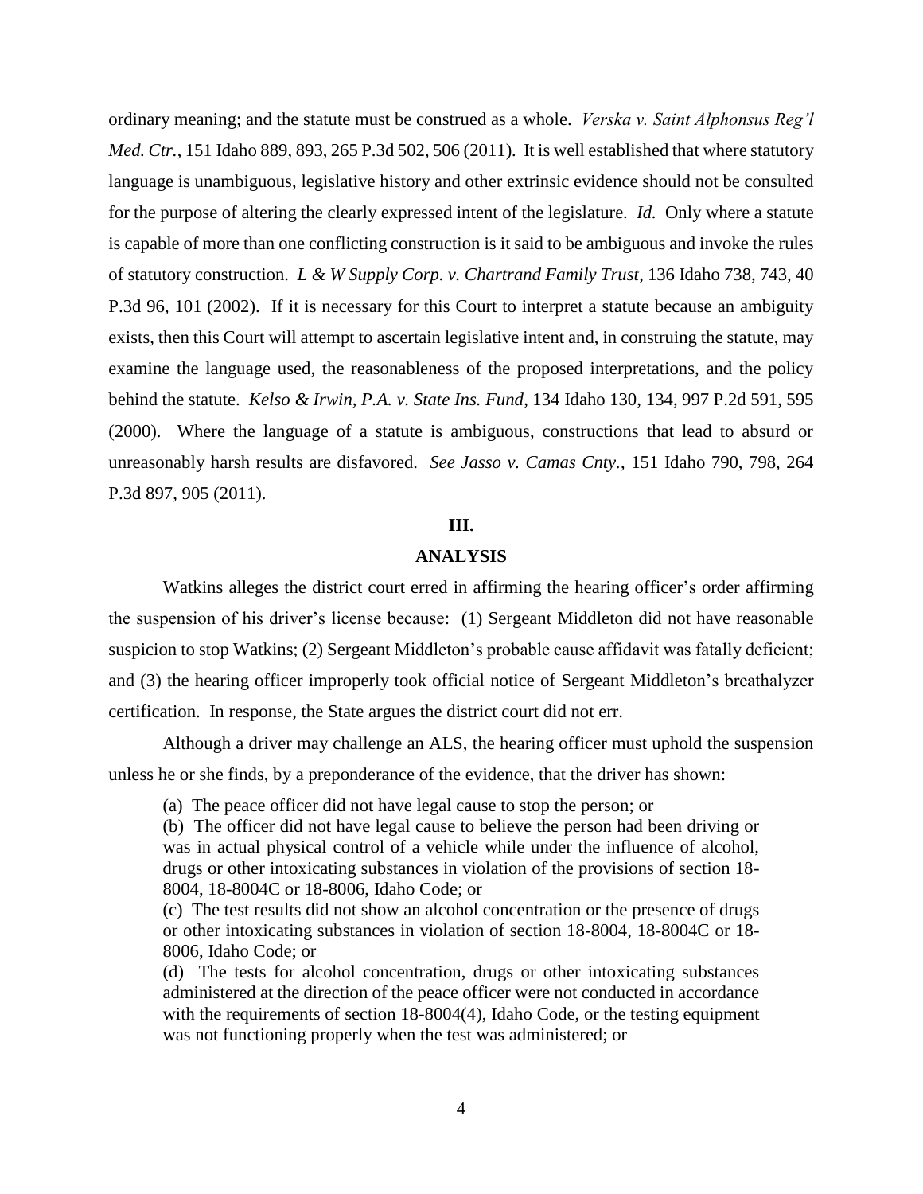ordinary meaning; and the statute must be construed as a whole. *Verska v. Saint Alphonsus Reg'l Med. Ctr.*, 151 Idaho 889, 893, 265 P.3d 502, 506 (2011). It is well established that where statutory language is unambiguous, legislative history and other extrinsic evidence should not be consulted for the purpose of altering the clearly expressed intent of the legislature. *Id.* Only where a statute is capable of more than one conflicting construction is it said to be ambiguous and invoke the rules of statutory construction. *L & W Supply Corp. v. Chartrand Family Trust*, 136 Idaho 738, 743, 40 P.3d 96, 101 (2002). If it is necessary for this Court to interpret a statute because an ambiguity exists, then this Court will attempt to ascertain legislative intent and, in construing the statute, may examine the language used, the reasonableness of the proposed interpretations, and the policy behind the statute. *Kelso & Irwin, P.A. v. State Ins. Fund*, 134 Idaho 130, 134, 997 P.2d 591, 595 (2000). Where the language of a statute is ambiguous, constructions that lead to absurd or unreasonably harsh results are disfavored. *See Jasso v. Camas Cnty.*, 151 Idaho 790, 798, 264 P.3d 897, 905 (2011).

## III.

## ANALYSIS

Watkins alleges the district court erred in affirming the hearing officer's order affirming the suspension of his driver's license because: (1) Sergeant Middleton did not have reasonable suspicion to stop Watkins; (2) Sergeant Middleton's probable cause affidavit was fatally deficient; and (3) the hearing officer improperly took official notice of Sergeant Middleton's breathalyzer certification. In response, the State argues the district court did not err.

Although a driver may challenge an ALS, the hearing officer must uphold the suspension unless he or she finds, by a preponderance of the evidence, that the driver has shown:

> (a) The peace officer did not have legal cause to stop the person; or
>
> (b) The officer did not have legal cause to believe the person had been driving or was in actual physical control of a vehicle while under the influence of alcohol, drugs or other intoxicating substances in violation of the provisions of section 18-8004, 18-8004C or 18-8006, Idaho Code; or
>
> (c) The test results did not show an alcohol concentration or the presence of drugs or other intoxicating substances in violation of section 18-8004, 18-8004C or 18-8006, Idaho Code; or
>
> (d) The tests for alcohol concentration, drugs or other intoxicating substances administered at the direction of the peace officer were not conducted in accordance with the requirements of section 18-8004(4), Idaho Code, or the testing equipment was not functioning properly when the test was administered; or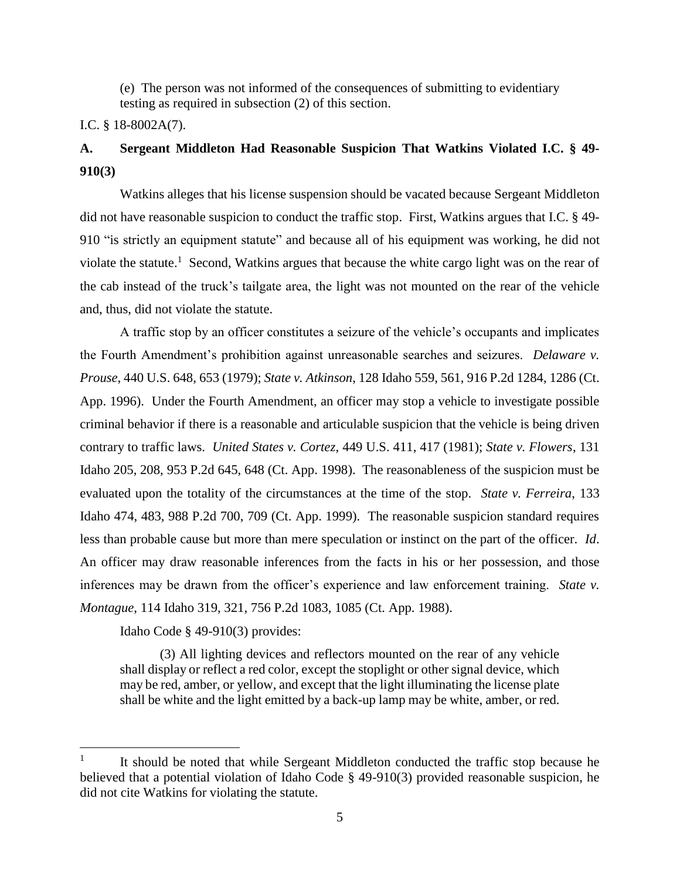(e) The person was not informed of the consequences of submitting to evidentiary testing as required in subsection (2) of this section.

I.C. § 18-8002A(7).

### A. Sergeant Middleton Had Reasonable Suspicion That Watkins Violated I.C. § 49-910(3)

Watkins alleges that his license suspension should be vacated because Sergeant Middleton did not have reasonable suspicion to conduct the traffic stop. First, Watkins argues that I.C. § 49-910 "is strictly an equipment statute" and because all of his equipment was working, he did not violate the statute.[1] Second, Watkins argues that because the white cargo light was on the rear of the cab instead of the truck's tailgate area, the light was not mounted on the rear of the vehicle and, thus, did not violate the statute.

A traffic stop by an officer constitutes a seizure of the vehicle's occupants and implicates the Fourth Amendment's prohibition against unreasonable searches and seizures. *Delaware v. Prouse*, 440 U.S. 648, 653 (1979); *State v. Atkinson*, 128 Idaho 559, 561, 916 P.2d 1284, 1286 (Ct. App. 1996). Under the Fourth Amendment, an officer may stop a vehicle to investigate possible criminal behavior if there is a reasonable and articulable suspicion that the vehicle is being driven contrary to traffic laws. *United States v. Cortez*, 449 U.S. 411, 417 (1981); *State v. Flowers*, 131 Idaho 205, 208, 953 P.2d 645, 648 (Ct. App. 1998). The reasonableness of the suspicion must be evaluated upon the totality of the circumstances at the time of the stop. *State v. Ferreira*, 133 Idaho 474, 483, 988 P.2d 700, 709 (Ct. App. 1999). The reasonable suspicion standard requires less than probable cause but more than mere speculation or instinct on the part of the officer. *Id*. An officer may draw reasonable inferences from the facts in his or her possession, and those inferences may be drawn from the officer's experience and law enforcement training. *State v. Montague*, 114 Idaho 319, 321, 756 P.2d 1083, 1085 (Ct. App. 1988).

Idaho Code § 49-910(3) provides:

> (3) All lighting devices and reflectors mounted on the rear of any vehicle shall display or reflect a red color, except the stoplight or other signal device, which may be red, amber, or yellow, and except that the light illuminating the license plate shall be white and the light emitted by a back-up lamp may be white, amber, or red.

---

[1] It should be noted that while Sergeant Middleton conducted the traffic stop because he believed that a potential violation of Idaho Code § 49-910(3) provided reasonable suspicion, he did not cite Watkins for violating the statute.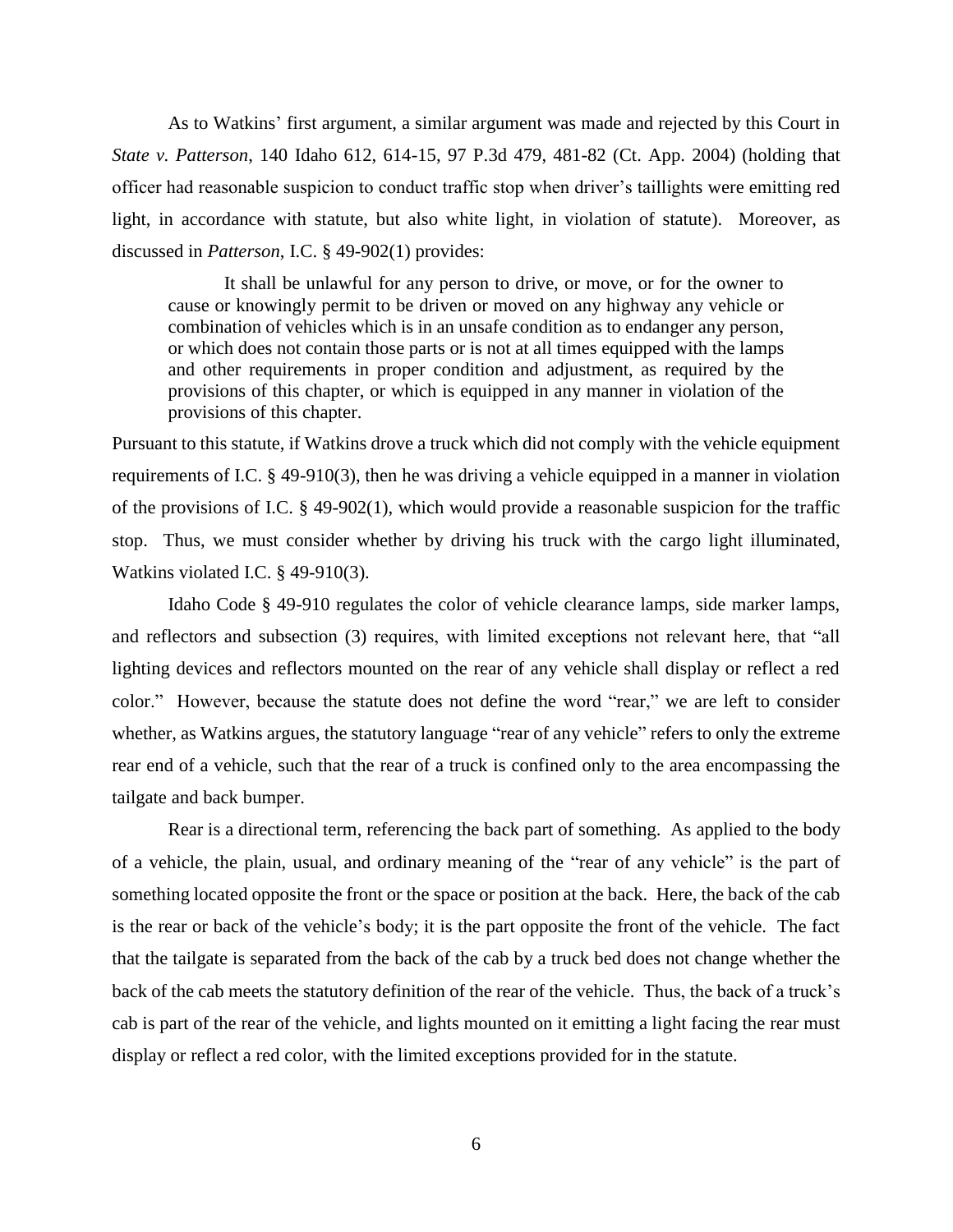As to Watkins' first argument, a similar argument was made and rejected by this Court in *State v. Patterson*, 140 Idaho 612, 614-15, 97 P.3d 479, 481-82 (Ct. App. 2004) (holding that officer had reasonable suspicion to conduct traffic stop when driver's taillights were emitting red light, in accordance with statute, but also white light, in violation of statute). Moreover, as discussed in *Patterson*, I.C. § 49-902(1) provides:

> It shall be unlawful for any person to drive, or move, or for the owner to cause or knowingly permit to be driven or moved on any highway any vehicle or combination of vehicles which is in an unsafe condition as to endanger any person, or which does not contain those parts or is not at all times equipped with the lamps and other requirements in proper condition and adjustment, as required by the provisions of this chapter, or which is equipped in any manner in violation of the provisions of this chapter.

Pursuant to this statute, if Watkins drove a truck which did not comply with the vehicle equipment requirements of I.C. § 49-910(3), then he was driving a vehicle equipped in a manner in violation of the provisions of I.C. § 49-902(1), which would provide a reasonable suspicion for the traffic stop. Thus, we must consider whether by driving his truck with the cargo light illuminated, Watkins violated I.C. § 49-910(3).

Idaho Code § 49-910 regulates the color of vehicle clearance lamps, side marker lamps, and reflectors and subsection (3) requires, with limited exceptions not relevant here, that "all lighting devices and reflectors mounted on the rear of any vehicle shall display or reflect a red color." However, because the statute does not define the word "rear," we are left to consider whether, as Watkins argues, the statutory language "rear of any vehicle" refers to only the extreme rear end of a vehicle, such that the rear of a truck is confined only to the area encompassing the tailgate and back bumper.

Rear is a directional term, referencing the back part of something. As applied to the body of a vehicle, the plain, usual, and ordinary meaning of the "rear of any vehicle" is the part of something located opposite the front or the space or position at the back. Here, the back of the cab is the rear or back of the vehicle's body; it is the part opposite the front of the vehicle. The fact that the tailgate is separated from the back of the cab by a truck bed does not change whether the back of the cab meets the statutory definition of the rear of the vehicle. Thus, the back of a truck's cab is part of the rear of the vehicle, and lights mounted on it emitting a light facing the rear must display or reflect a red color, with the limited exceptions provided for in the statute.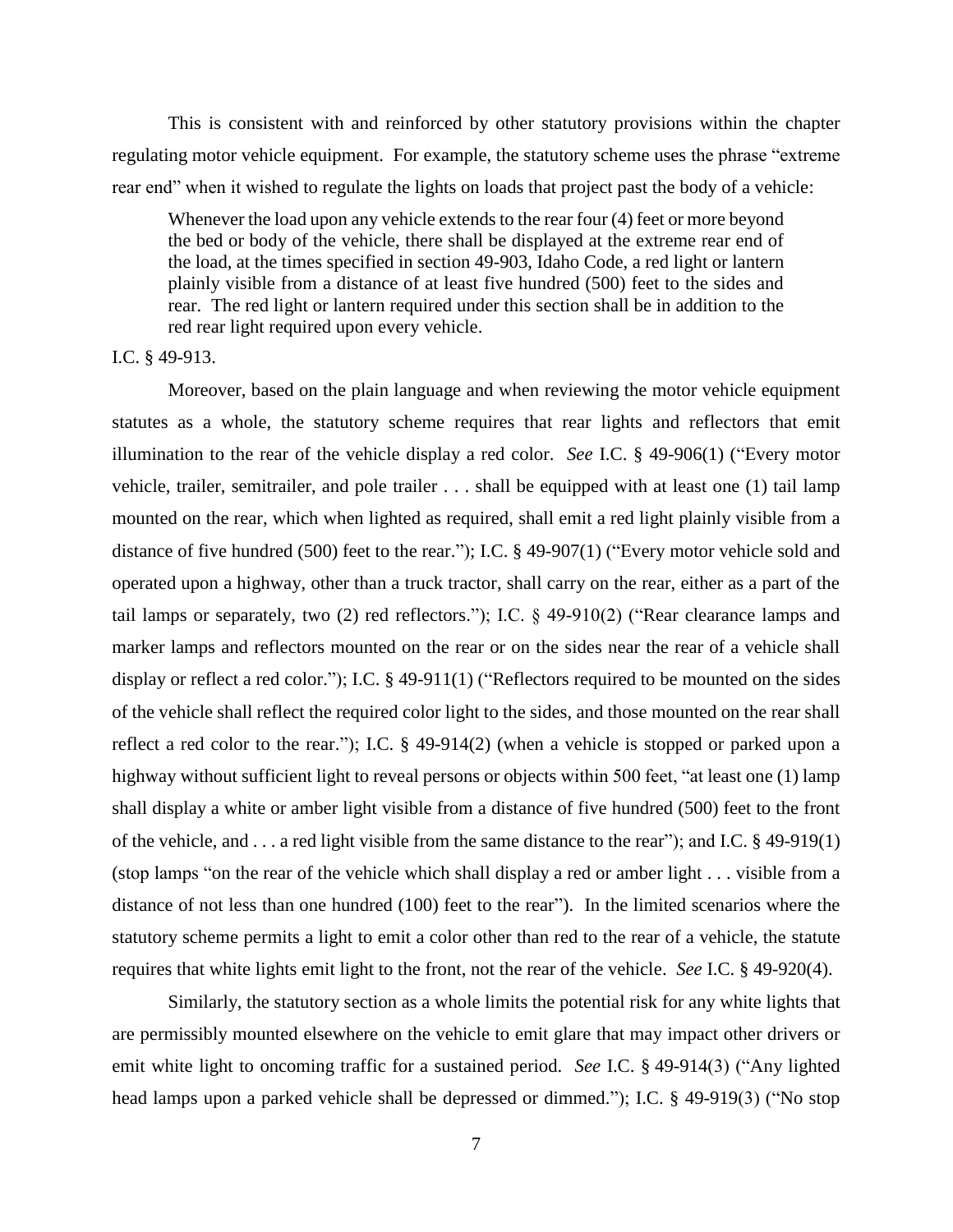This is consistent with and reinforced by other statutory provisions within the chapter regulating motor vehicle equipment. For example, the statutory scheme uses the phrase "extreme rear end" when it wished to regulate the lights on loads that project past the body of a vehicle:

> Whenever the load upon any vehicle extends to the rear four (4) feet or more beyond the bed or body of the vehicle, there shall be displayed at the extreme rear end of the load, at the times specified in section 49-903, Idaho Code, a red light or lantern plainly visible from a distance of at least five hundred (500) feet to the sides and rear. The red light or lantern required under this section shall be in addition to the red rear light required upon every vehicle.

I.C. § 49-913.

Moreover, based on the plain language and when reviewing the motor vehicle equipment statutes as a whole, the statutory scheme requires that rear lights and reflectors that emit illumination to the rear of the vehicle display a red color. *See* I.C. § 49-906(1) ("Every motor vehicle, trailer, semitrailer, and pole trailer . . . shall be equipped with at least one (1) tail lamp mounted on the rear, which when lighted as required, shall emit a red light plainly visible from a distance of five hundred (500) feet to the rear."); I.C. § 49-907(1) ("Every motor vehicle sold and operated upon a highway, other than a truck tractor, shall carry on the rear, either as a part of the tail lamps or separately, two (2) red reflectors."); I.C. § 49-910(2) ("Rear clearance lamps and marker lamps and reflectors mounted on the rear or on the sides near the rear of a vehicle shall display or reflect a red color."); I.C. § 49-911(1) ("Reflectors required to be mounted on the sides of the vehicle shall reflect the required color light to the sides, and those mounted on the rear shall reflect a red color to the rear."); I.C. § 49-914(2) (when a vehicle is stopped or parked upon a highway without sufficient light to reveal persons or objects within 500 feet, "at least one (1) lamp shall display a white or amber light visible from a distance of five hundred (500) feet to the front of the vehicle, and . . . a red light visible from the same distance to the rear"); and I.C. § 49-919(1) (stop lamps "on the rear of the vehicle which shall display a red or amber light . . . visible from a distance of not less than one hundred (100) feet to the rear"). In the limited scenarios where the statutory scheme permits a light to emit a color other than red to the rear of a vehicle, the statute requires that white lights emit light to the front, not the rear of the vehicle. *See* I.C. § 49-920(4).

Similarly, the statutory section as a whole limits the potential risk for any white lights that are permissibly mounted elsewhere on the vehicle to emit glare that may impact other drivers or emit white light to oncoming traffic for a sustained period. *See* I.C. § 49-914(3) ("Any lighted head lamps upon a parked vehicle shall be depressed or dimmed."); I.C. § 49-919(3) ("No stop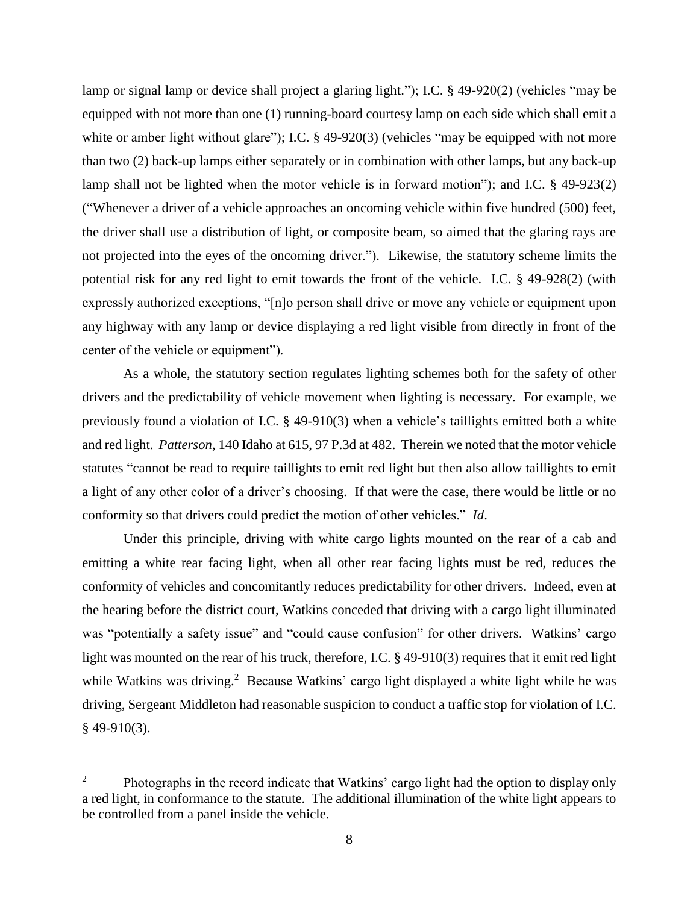lamp or signal lamp or device shall project a glaring light."); I.C. § 49-920(2) (vehicles "may be equipped with not more than one (1) running-board courtesy lamp on each side which shall emit a white or amber light without glare"); I.C. § 49-920(3) (vehicles "may be equipped with not more than two (2) back-up lamps either separately or in combination with other lamps, but any back-up lamp shall not be lighted when the motor vehicle is in forward motion"); and I.C. § 49-923(2) ("Whenever a driver of a vehicle approaches an oncoming vehicle within five hundred (500) feet, the driver shall use a distribution of light, or composite beam, so aimed that the glaring rays are not projected into the eyes of the oncoming driver."). Likewise, the statutory scheme limits the potential risk for any red light to emit towards the front of the vehicle. I.C. § 49-928(2) (with expressly authorized exceptions, "[n]o person shall drive or move any vehicle or equipment upon any highway with any lamp or device displaying a red light visible from directly in front of the center of the vehicle or equipment").

As a whole, the statutory section regulates lighting schemes both for the safety of other drivers and the predictability of vehicle movement when lighting is necessary. For example, we previously found a violation of I.C. § 49-910(3) when a vehicle's taillights emitted both a white and red light. *Patterson*, 140 Idaho at 615, 97 P.3d at 482. Therein we noted that the motor vehicle statutes "cannot be read to require taillights to emit red light but then also allow taillights to emit a light of any other color of a driver's choosing. If that were the case, there would be little or no conformity so that drivers could predict the motion of other vehicles." *Id*.

Under this principle, driving with white cargo lights mounted on the rear of a cab and emitting a white rear facing light, when all other rear facing lights must be red, reduces the conformity of vehicles and concomitantly reduces predictability for other drivers. Indeed, even at the hearing before the district court, Watkins conceded that driving with a cargo light illuminated was "potentially a safety issue" and "could cause confusion" for other drivers. Watkins' cargo light was mounted on the rear of his truck, therefore, I.C. § 49-910(3) requires that it emit red light while Watkins was driving.[2] Because Watkins' cargo light displayed a white light while he was driving, Sergeant Middleton had reasonable suspicion to conduct a traffic stop for violation of I.C. § 49-910(3).

---

[2] Photographs in the record indicate that Watkins' cargo light had the option to display only a red light, in conformance to the statute. The additional illumination of the white light appears to be controlled from a panel inside the vehicle.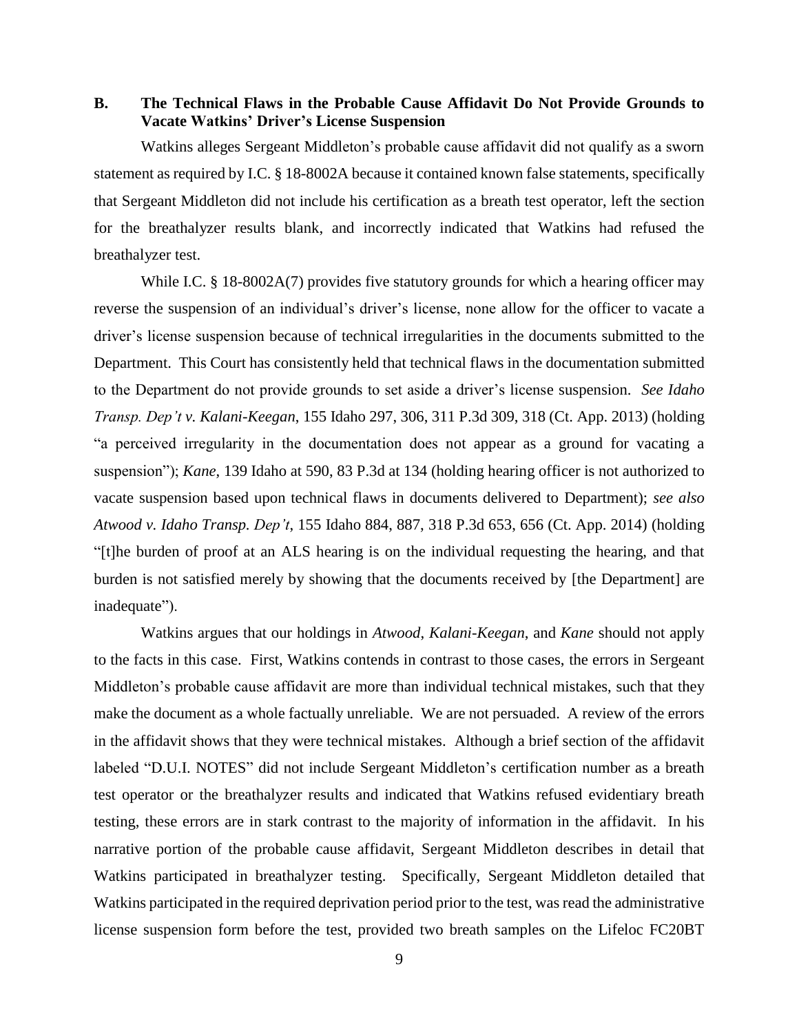### B. The Technical Flaws in the Probable Cause Affidavit Do Not Provide Grounds to Vacate Watkins' Driver's License Suspension

Watkins alleges Sergeant Middleton's probable cause affidavit did not qualify as a sworn statement as required by I.C. § 18-8002A because it contained known false statements, specifically that Sergeant Middleton did not include his certification as a breath test operator, left the section for the breathalyzer results blank, and incorrectly indicated that Watkins had refused the breathalyzer test.

While I.C. § 18-8002A(7) provides five statutory grounds for which a hearing officer may reverse the suspension of an individual's driver's license, none allow for the officer to vacate a driver's license suspension because of technical irregularities in the documents submitted to the Department. This Court has consistently held that technical flaws in the documentation submitted to the Department do not provide grounds to set aside a driver's license suspension. *See Idaho Transp. Dep't v. Kalani-Keegan*, 155 Idaho 297, 306, 311 P.3d 309, 318 (Ct. App. 2013) (holding "a perceived irregularity in the documentation does not appear as a ground for vacating a suspension"); *Kane*, 139 Idaho at 590, 83 P.3d at 134 (holding hearing officer is not authorized to vacate suspension based upon technical flaws in documents delivered to Department); *see also Atwood v. Idaho Transp. Dep't*, 155 Idaho 884, 887, 318 P.3d 653, 656 (Ct. App. 2014) (holding "[t]he burden of proof at an ALS hearing is on the individual requesting the hearing, and that burden is not satisfied merely by showing that the documents received by [the Department] are inadequate").

Watkins argues that our holdings in *Atwood*, *Kalani-Keegan*, and *Kane* should not apply to the facts in this case. First, Watkins contends in contrast to those cases, the errors in Sergeant Middleton's probable cause affidavit are more than individual technical mistakes, such that they make the document as a whole factually unreliable. We are not persuaded. A review of the errors in the affidavit shows that they were technical mistakes. Although a brief section of the affidavit labeled "D.U.I. NOTES" did not include Sergeant Middleton's certification number as a breath test operator or the breathalyzer results and indicated that Watkins refused evidentiary breath testing, these errors are in stark contrast to the majority of information in the affidavit. In his narrative portion of the probable cause affidavit, Sergeant Middleton describes in detail that Watkins participated in breathalyzer testing. Specifically, Sergeant Middleton detailed that Watkins participated in the required deprivation period prior to the test, was read the administrative license suspension form before the test, provided two breath samples on the Lifeloc FC20BT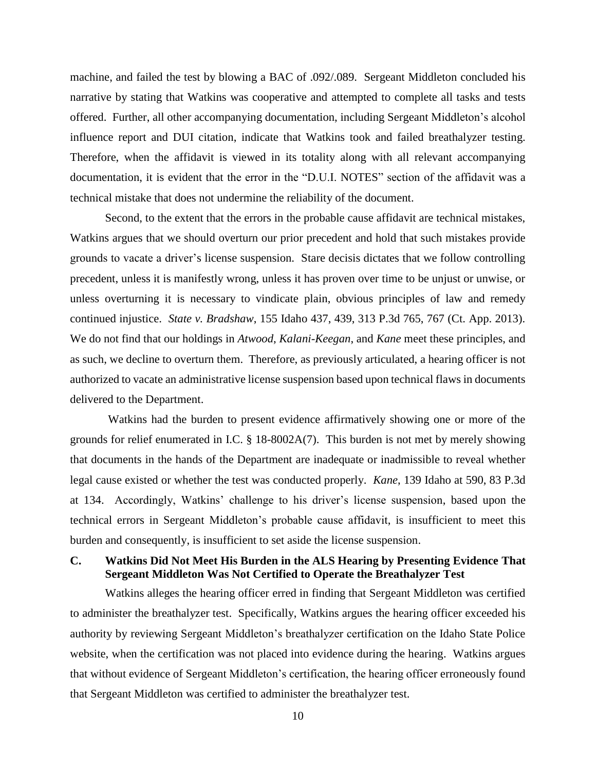machine, and failed the test by blowing a BAC of .092/.089. Sergeant Middleton concluded his narrative by stating that Watkins was cooperative and attempted to complete all tasks and tests offered. Further, all other accompanying documentation, including Sergeant Middleton's alcohol influence report and DUI citation, indicate that Watkins took and failed breathalyzer testing. Therefore, when the affidavit is viewed in its totality along with all relevant accompanying documentation, it is evident that the error in the "D.U.I. NOTES" section of the affidavit was a technical mistake that does not undermine the reliability of the document.

Second, to the extent that the errors in the probable cause affidavit are technical mistakes, Watkins argues that we should overturn our prior precedent and hold that such mistakes provide grounds to vacate a driver's license suspension. Stare decisis dictates that we follow controlling precedent, unless it is manifestly wrong, unless it has proven over time to be unjust or unwise, or unless overturning it is necessary to vindicate plain, obvious principles of law and remedy continued injustice. *State v. Bradshaw*, 155 Idaho 437, 439, 313 P.3d 765, 767 (Ct. App. 2013). We do not find that our holdings in *Atwood*, *Kalani-Keegan*, and *Kane* meet these principles, and as such, we decline to overturn them. Therefore, as previously articulated, a hearing officer is not authorized to vacate an administrative license suspension based upon technical flaws in documents delivered to the Department.

Watkins had the burden to present evidence affirmatively showing one or more of the grounds for relief enumerated in I.C. § 18-8002A(7). This burden is not met by merely showing that documents in the hands of the Department are inadequate or inadmissible to reveal whether legal cause existed or whether the test was conducted properly. *Kane*, 139 Idaho at 590, 83 P.3d at 134. Accordingly, Watkins' challenge to his driver's license suspension, based upon the technical errors in Sergeant Middleton's probable cause affidavit, is insufficient to meet this burden and consequently, is insufficient to set aside the license suspension.

### C. Watkins Did Not Meet His Burden in the ALS Hearing by Presenting Evidence That Sergeant Middleton Was Not Certified to Operate the Breathalyzer Test

Watkins alleges the hearing officer erred in finding that Sergeant Middleton was certified to administer the breathalyzer test. Specifically, Watkins argues the hearing officer exceeded his authority by reviewing Sergeant Middleton's breathalyzer certification on the Idaho State Police website, when the certification was not placed into evidence during the hearing. Watkins argues that without evidence of Sergeant Middleton's certification, the hearing officer erroneously found that Sergeant Middleton was certified to administer the breathalyzer test.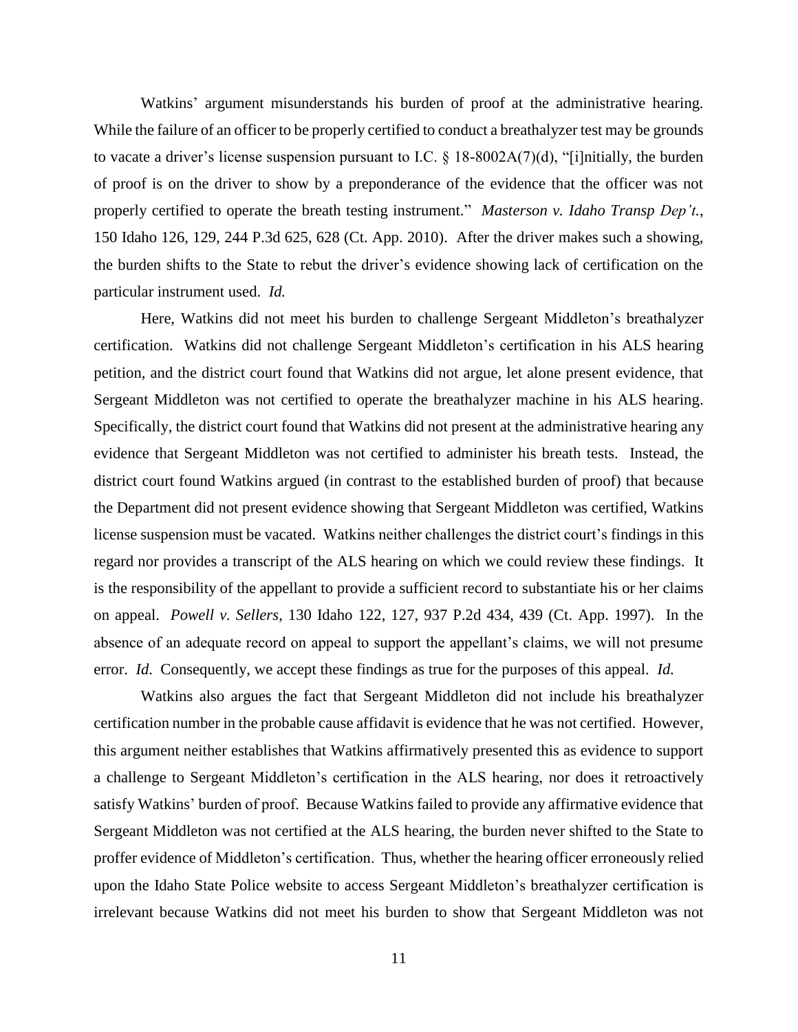Watkins' argument misunderstands his burden of proof at the administrative hearing. While the failure of an officer to be properly certified to conduct a breathalyzer test may be grounds to vacate a driver's license suspension pursuant to I.C. § 18-8002A(7)(d), "[i]nitially, the burden of proof is on the driver to show by a preponderance of the evidence that the officer was not properly certified to operate the breath testing instrument." *Masterson v. Idaho Transp Dep't.*, 150 Idaho 126, 129, 244 P.3d 625, 628 (Ct. App. 2010). After the driver makes such a showing, the burden shifts to the State to rebut the driver's evidence showing lack of certification on the particular instrument used. *Id.*

Here, Watkins did not meet his burden to challenge Sergeant Middleton's breathalyzer certification. Watkins did not challenge Sergeant Middleton's certification in his ALS hearing petition, and the district court found that Watkins did not argue, let alone present evidence, that Sergeant Middleton was not certified to operate the breathalyzer machine in his ALS hearing. Specifically, the district court found that Watkins did not present at the administrative hearing any evidence that Sergeant Middleton was not certified to administer his breath tests. Instead, the district court found Watkins argued (in contrast to the established burden of proof) that because the Department did not present evidence showing that Sergeant Middleton was certified, Watkins license suspension must be vacated. Watkins neither challenges the district court's findings in this regard nor provides a transcript of the ALS hearing on which we could review these findings. It is the responsibility of the appellant to provide a sufficient record to substantiate his or her claims on appeal. *Powell v. Sellers*, 130 Idaho 122, 127, 937 P.2d 434, 439 (Ct. App. 1997). In the absence of an adequate record on appeal to support the appellant's claims, we will not presume error. *Id*. Consequently, we accept these findings as true for the purposes of this appeal. *Id.*

Watkins also argues the fact that Sergeant Middleton did not include his breathalyzer certification number in the probable cause affidavit is evidence that he was not certified. However, this argument neither establishes that Watkins affirmatively presented this as evidence to support a challenge to Sergeant Middleton's certification in the ALS hearing, nor does it retroactively satisfy Watkins' burden of proof. Because Watkins failed to provide any affirmative evidence that Sergeant Middleton was not certified at the ALS hearing, the burden never shifted to the State to proffer evidence of Middleton's certification. Thus, whether the hearing officer erroneously relied upon the Idaho State Police website to access Sergeant Middleton's breathalyzer certification is irrelevant because Watkins did not meet his burden to show that Sergeant Middleton was not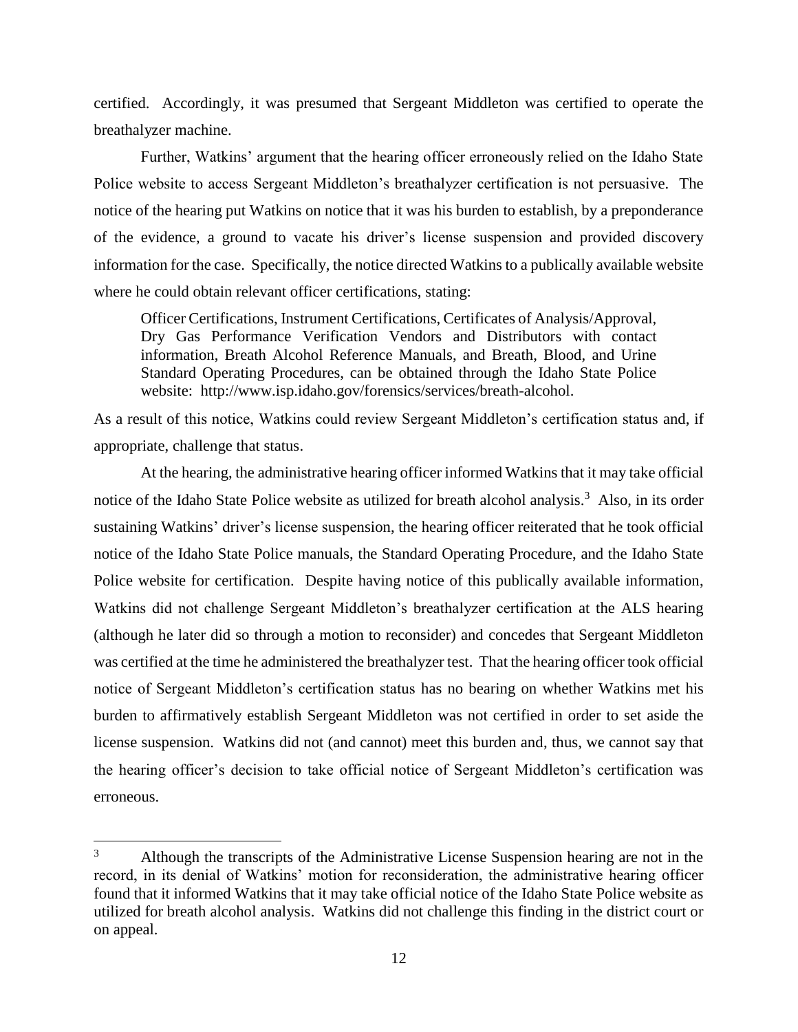certified. Accordingly, it was presumed that Sergeant Middleton was certified to operate the breathalyzer machine.

Further, Watkins' argument that the hearing officer erroneously relied on the Idaho State Police website to access Sergeant Middleton's breathalyzer certification is not persuasive. The notice of the hearing put Watkins on notice that it was his burden to establish, by a preponderance of the evidence, a ground to vacate his driver's license suspension and provided discovery information for the case. Specifically, the notice directed Watkins to a publically available website where he could obtain relevant officer certifications, stating:

> Officer Certifications, Instrument Certifications, Certificates of Analysis/Approval, Dry Gas Performance Verification Vendors and Distributors with contact information, Breath Alcohol Reference Manuals, and Breath, Blood, and Urine Standard Operating Procedures, can be obtained through the Idaho State Police website: http://www.isp.idaho.gov/forensics/services/breath-alcohol.

As a result of this notice, Watkins could review Sergeant Middleton's certification status and, if appropriate, challenge that status.

At the hearing, the administrative hearing officer informed Watkins that it may take official notice of the Idaho State Police website as utilized for breath alcohol analysis.[3] Also, in its order sustaining Watkins' driver's license suspension, the hearing officer reiterated that he took official notice of the Idaho State Police manuals, the Standard Operating Procedure, and the Idaho State Police website for certification. Despite having notice of this publically available information, Watkins did not challenge Sergeant Middleton's breathalyzer certification at the ALS hearing (although he later did so through a motion to reconsider) and concedes that Sergeant Middleton was certified at the time he administered the breathalyzer test. That the hearing officer took official notice of Sergeant Middleton's certification status has no bearing on whether Watkins met his burden to affirmatively establish Sergeant Middleton was not certified in order to set aside the license suspension. Watkins did not (and cannot) meet this burden and, thus, we cannot say that the hearing officer's decision to take official notice of Sergeant Middleton's certification was erroneous.

---

[3] Although the transcripts of the Administrative License Suspension hearing are not in the record, in its denial of Watkins' motion for reconsideration, the administrative hearing officer found that it informed Watkins that it may take official notice of the Idaho State Police website as utilized for breath alcohol analysis. Watkins did not challenge this finding in the district court or on appeal.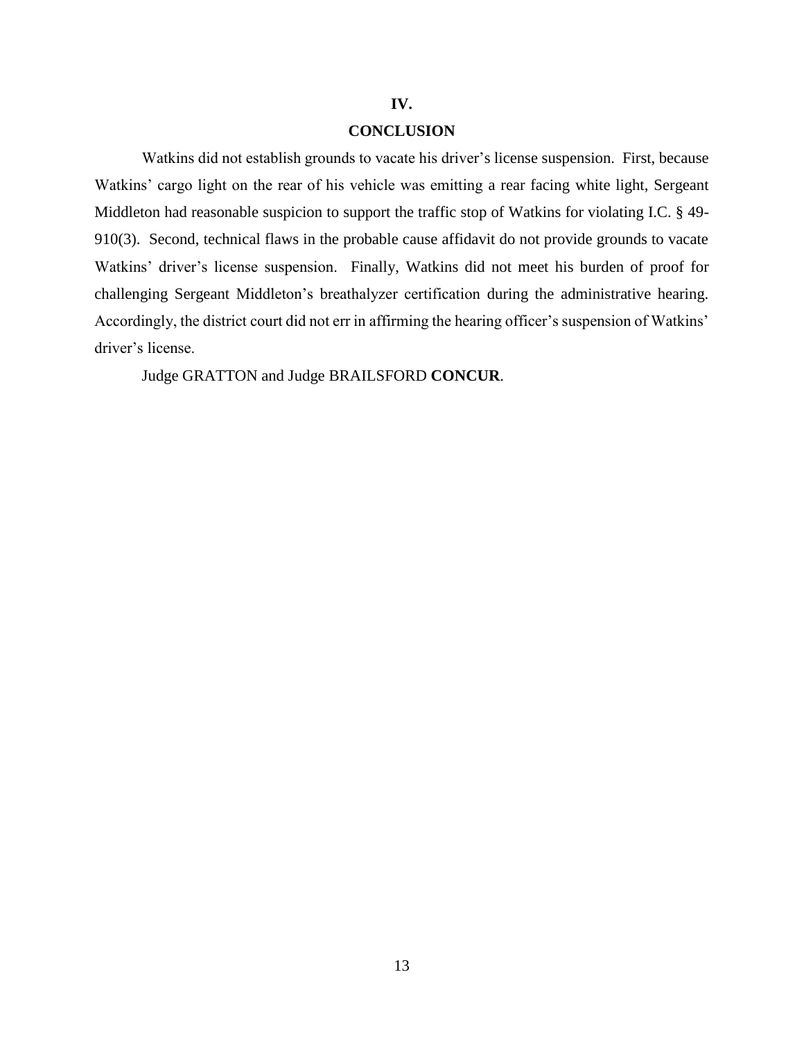## IV.

## CONCLUSION

Watkins did not establish grounds to vacate his driver's license suspension. First, because Watkins' cargo light on the rear of his vehicle was emitting a rear facing white light, Sergeant Middleton had reasonable suspicion to support the traffic stop of Watkins for violating I.C. § 49-910(3). Second, technical flaws in the probable cause affidavit do not provide grounds to vacate Watkins' driver's license suspension. Finally, Watkins did not meet his burden of proof for challenging Sergeant Middleton's breathalyzer certification during the administrative hearing. Accordingly, the district court did not err in affirming the hearing officer's suspension of Watkins' driver's license.

Judge GRATTON and Judge BRAILSFORD **CONCUR**.